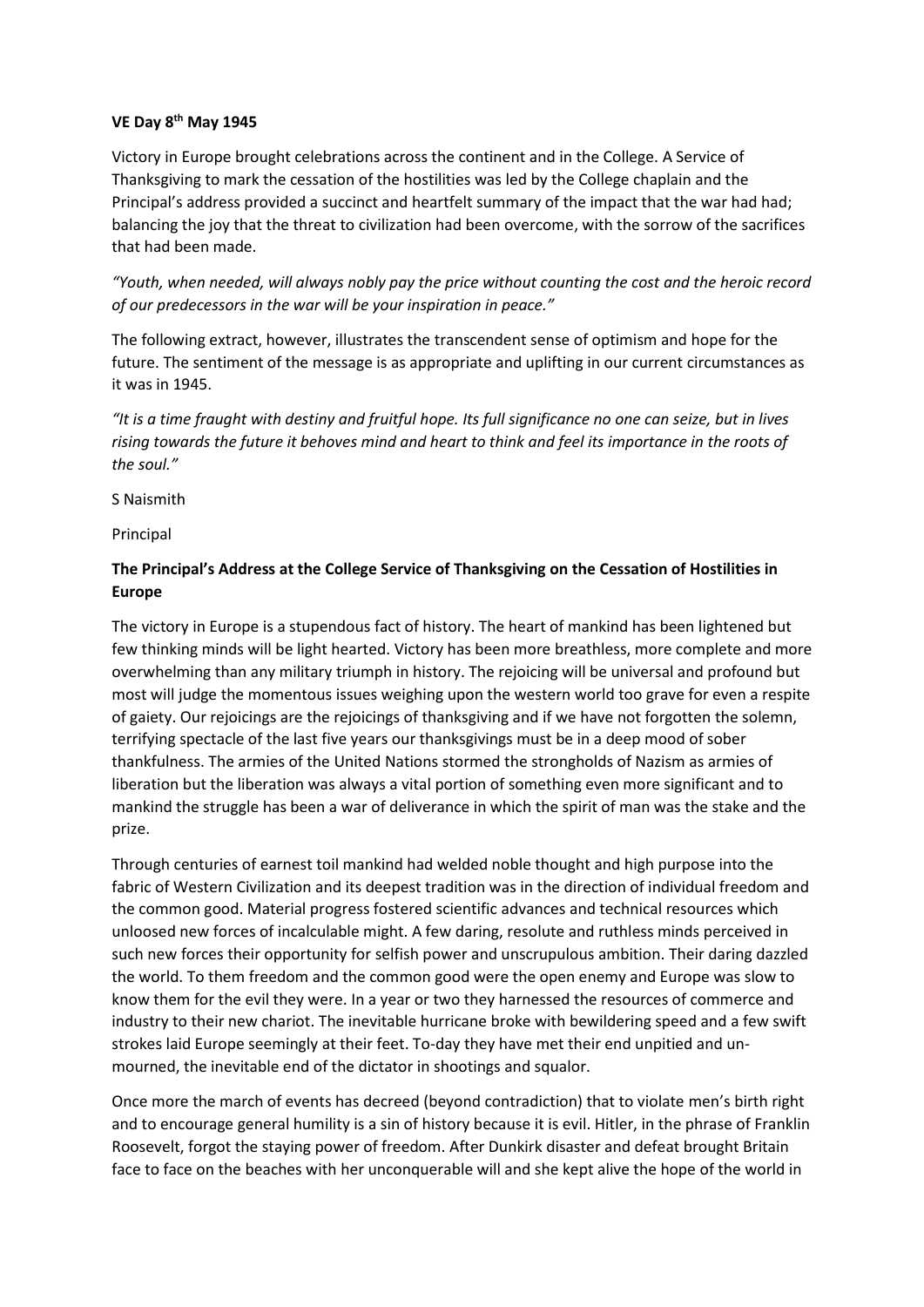**VE Day 8th May 1945**

Victory in Europe brought celebrations across the continent and in the College. A Service of Thanksgiving to mark the cessation of the hostilities was led by the College chaplain and the Principal's address provided a succinct and heartfelt summary of the impact that the war had had; balancing the joy that the threat to civilization had been overcome, with the sorrow of the sacrifices that had been made.

*"Youth, when needed, will always nobly pay the price without counting the cost and the heroic record of our predecessors in the war will be your inspiration in peace."*

The following extract, however, illustrates the transcendent sense of optimism and hope for the future. The sentiment of the message is as appropriate and uplifting in our current circumstances as it was in 1945.

*"It is a time fraught with destiny and fruitful hope. Its full significance no one can seize, but in lives rising towards the future it behoves mind and heart to think and feel its importance in the roots of the soul."*

S Naismith

Principal

**The Principal's Address at the College Service of Thanksgiving on the Cessation of Hostilities in Europe**

The victory in Europe is a stupendous fact of history. The heart of mankind has been lightened but few thinking minds will be light hearted. Victory has been more breathless, more complete and more overwhelming than any military triumph in history. The rejoicing will be universal and profound but most will judge the momentous issues weighing upon the western world too grave for even a respite of gaiety. Our rejoicings are the rejoicings of thanksgiving and if we have not forgotten the solemn, terrifying spectacle of the last five years our thanksgivings must be in a deep mood of sober thankfulness. The armies of the United Nations stormed the strongholds of Nazism as armies of liberation but the liberation was always a vital portion of something even more significant and to mankind the struggle has been a war of deliverance in which the spirit of man was the stake and the prize.

Through centuries of earnest toil mankind had welded noble thought and high purpose into the fabric of Western Civilization and its deepest tradition was in the direction of individual freedom and the common good. Material progress fostered scientific advances and technical resources which unloosed new forces of incalculable might. A few daring, resolute and ruthless minds perceived in such new forces their opportunity for selfish power and unscrupulous ambition. Their daring dazzled the world. To them freedom and the common good were the open enemy and Europe was slow to know them for the evil they were. In a year or two they harnessed the resources of commerce and industry to their new chariot. The inevitable hurricane broke with bewildering speed and a few swift strokes laid Europe seemingly at their feet. To-day they have met their end unpitied and un-mourned, the inevitable end of the dictator in shootings and squalor.

Once more the march of events has decreed (beyond contradiction) that to violate men's birth right and to encourage general humility is a sin of history because it is evil. Hitler, in the phrase of Franklin Roosevelt, forgot the staying power of freedom. After Dunkirk disaster and defeat brought Britain face to face on the beaches with her unconquerable will and she kept alive the hope of the world in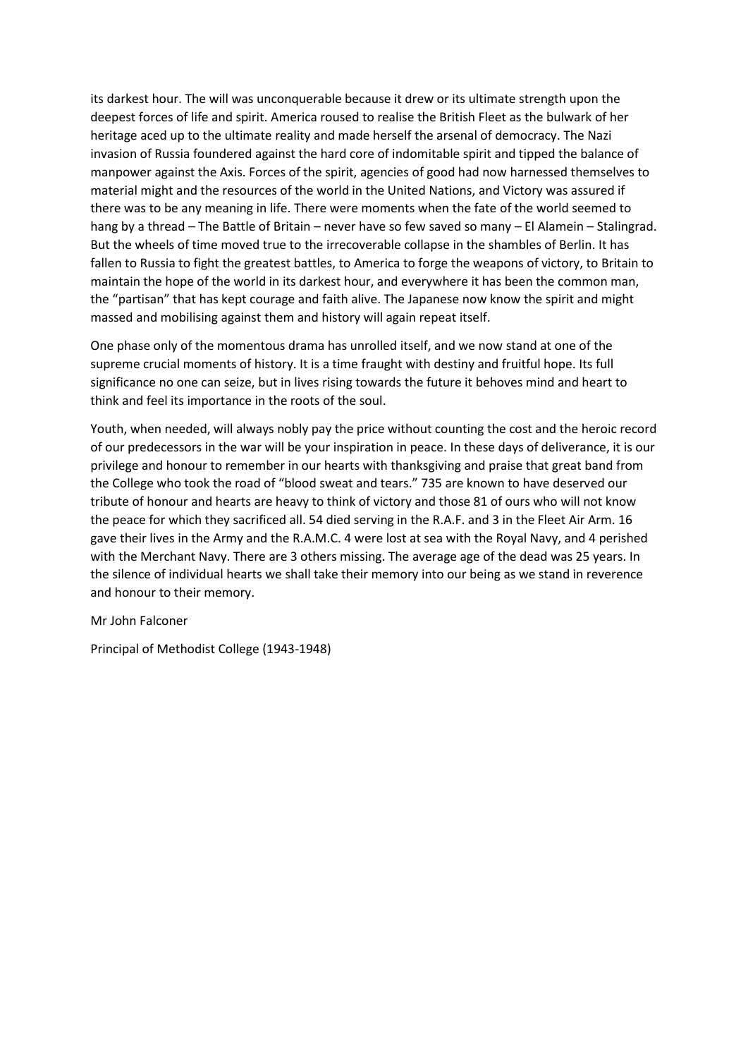its darkest hour. The will was unconquerable because it drew or its ultimate strength upon the deepest forces of life and spirit. America roused to realise the British Fleet as the bulwark of her heritage aced up to the ultimate reality and made herself the arsenal of democracy. The Nazi invasion of Russia foundered against the hard core of indomitable spirit and tipped the balance of manpower against the Axis. Forces of the spirit, agencies of good had now harnessed themselves to material might and the resources of the world in the United Nations, and Victory was assured if there was to be any meaning in life. There were moments when the fate of the world seemed to hang by a thread – The Battle of Britain – never have so few saved so many – El Alamein – Stalingrad. But the wheels of time moved true to the irrecoverable collapse in the shambles of Berlin. It has fallen to Russia to fight the greatest battles, to America to forge the weapons of victory, to Britain to maintain the hope of the world in its darkest hour, and everywhere it has been the common man, the "partisan" that has kept courage and faith alive. The Japanese now know the spirit and might massed and mobilising against them and history will again repeat itself.

One phase only of the momentous drama has unrolled itself, and we now stand at one of the supreme crucial moments of history. It is a time fraught with destiny and fruitful hope. Its full significance no one can seize, but in lives rising towards the future it behoves mind and heart to think and feel its importance in the roots of the soul.

Youth, when needed, will always nobly pay the price without counting the cost and the heroic record of our predecessors in the war will be your inspiration in peace. In these days of deliverance, it is our privilege and honour to remember in our hearts with thanksgiving and praise that great band from the College who took the road of "blood sweat and tears." 735 are known to have deserved our tribute of honour and hearts are heavy to think of victory and those 81 of ours who will not know the peace for which they sacrificed all. 54 died serving in the R.A.F. and 3 in the Fleet Air Arm. 16 gave their lives in the Army and the R.A.M.C. 4 were lost at sea with the Royal Navy, and 4 perished with the Merchant Navy. There are 3 others missing. The average age of the dead was 25 years. In the silence of individual hearts we shall take their memory into our being as we stand in reverence and honour to their memory.

Mr John Falconer

Principal of Methodist College (1943-1948)